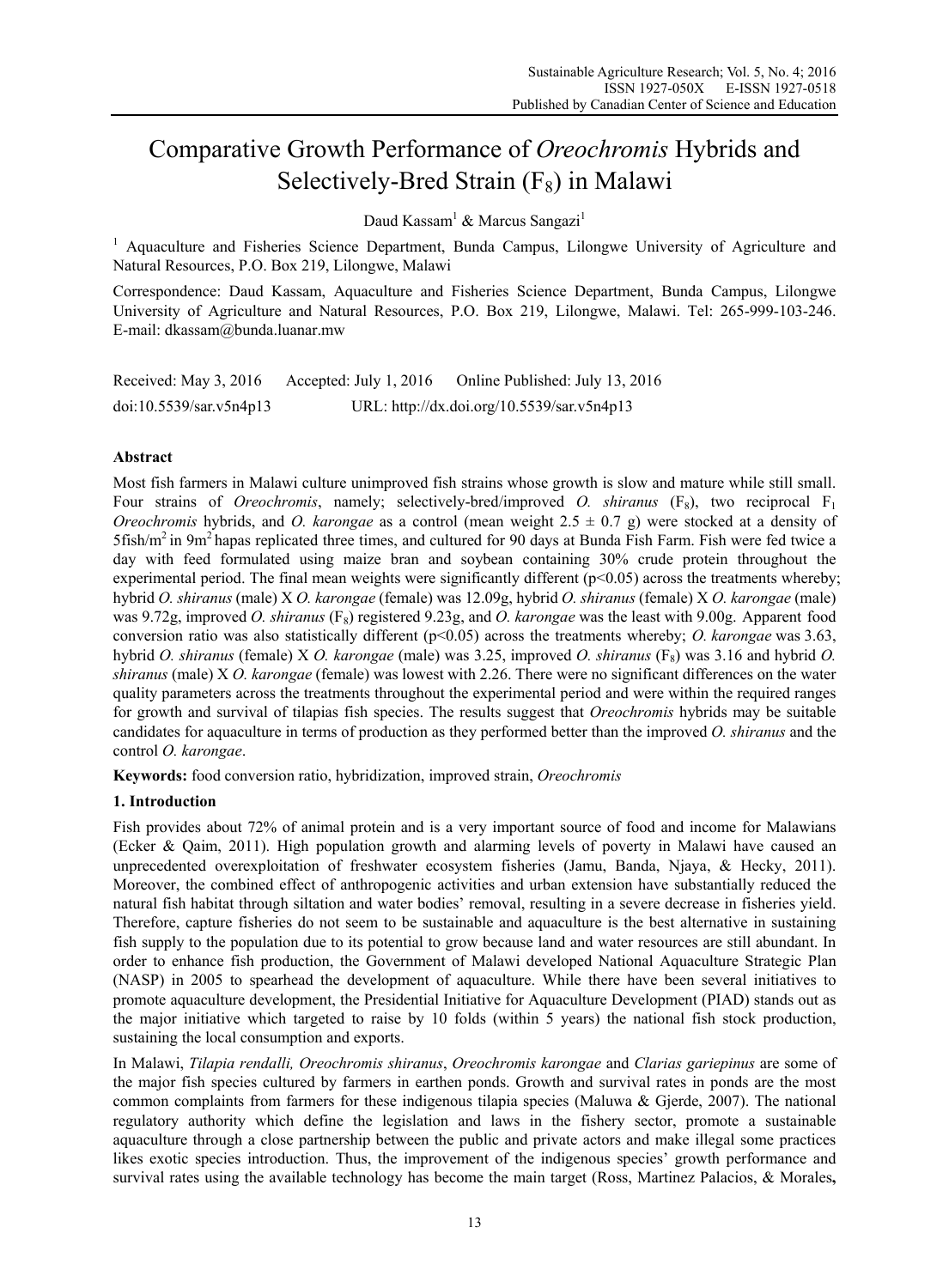# Comparative Growth Performance of *Oreochromis* Hybrids and Selectively-Bred Strain ($F_8$) in Malawi

Daud Kassam[1] & Marcus Sangazi[1]

[1] Aquaculture and Fisheries Science Department, Bunda Campus, Lilongwe University of Agriculture and Natural Resources, P.O. Box 219, Lilongwe, Malawi

Correspondence: Daud Kassam, Aquaculture and Fisheries Science Department, Bunda Campus, Lilongwe University of Agriculture and Natural Resources, P.O. Box 219, Lilongwe, Malawi. Tel: 265-999-103-246. E-mail: dkassam@bunda.luanar.mw

Received: May 3, 2016 Accepted: July 1, 2016 Online Published: July 13, 2016

doi:10.5539/sar.v5n4p13 URL: http://dx.doi.org/10.5539/sar.v5n4p13

## Abstract

Most fish farmers in Malawi culture unimproved fish strains whose growth is slow and mature while still small. Four strains of *Oreochromis*, namely; selectively-bred/improved *O. shiranus* ($F_8$), two reciprocal $F_1$ *Oreochromis* hybrids, and *O. karongae* as a control (mean weight $2.5 \pm 0.7$ g) were stocked at a density of 5fish/$m^2$ in 9$m^2$ hapas replicated three times, and cultured for 90 days at Bunda Fish Farm. Fish were fed twice a day with feed formulated using maize bran and soybean containing 30% crude protein throughout the experimental period. The final mean weights were significantly different ($p<0.05$) across the treatments whereby; hybrid *O. shiranus* (male) X *O. karongae* (female) was 12.09g, hybrid *O. shiranus* (female) X *O. karongae* (male) was 9.72g, improved *O. shiranus* ($F_8$) registered 9.23g, and *O. karongae* was the least with 9.00g. Apparent food conversion ratio was also statistically different ($p<0.05$) across the treatments whereby; *O. karongae* was 3.63, hybrid *O. shiranus* (female) X *O. karongae* (male) was 3.25, improved *O. shiranus* ($F_8$) was 3.16 and hybrid *O. shiranus* (male) X *O. karongae* (female) was lowest with 2.26. There were no significant differences on the water quality parameters across the treatments throughout the experimental period and were within the required ranges for growth and survival of tilapias fish species. The results suggest that *Oreochromis* hybrids may be suitable candidates for aquaculture in terms of production as they performed better than the improved *O. shiranus* and the control *O. karongae*.

**Keywords:** food conversion ratio, hybridization, improved strain, *Oreochromis*

## 1. Introduction

Fish provides about 72% of animal protein and is a very important source of food and income for Malawians (Ecker & Qaim, 2011). High population growth and alarming levels of poverty in Malawi have caused an unprecedented overexploitation of freshwater ecosystem fisheries (Jamu, Banda, Njaya, & Hecky, 2011). Moreover, the combined effect of anthropogenic activities and urban extension have substantially reduced the natural fish habitat through siltation and water bodies' removal, resulting in a severe decrease in fisheries yield. Therefore, capture fisheries do not seem to be sustainable and aquaculture is the best alternative in sustaining fish supply to the population due to its potential to grow because land and water resources are still abundant. In order to enhance fish production, the Government of Malawi developed National Aquaculture Strategic Plan (NASP) in 2005 to spearhead the development of aquaculture. While there have been several initiatives to promote aquaculture development, the Presidential Initiative for Aquaculture Development (PIAD) stands out as the major initiative which targeted to raise by 10 folds (within 5 years) the national fish stock production, sustaining the local consumption and exports.

In Malawi, *Tilapia rendalli, Oreochromis shiranus*, *Oreochromis karongae* and *Clarias gariepinus* are some of the major fish species cultured by farmers in earthen ponds. Growth and survival rates in ponds are the most common complaints from farmers for these indigenous tilapia species (Maluwa & Gjerde, 2007). The national regulatory authority which define the legislation and laws in the fishery sector, promote a sustainable aquaculture through a close partnership between the public and private actors and make illegal some practices likes exotic species introduction. Thus, the improvement of the indigenous species' growth performance and survival rates using the available technology has become the main target (Ross, Martinez Palacios, & Morales,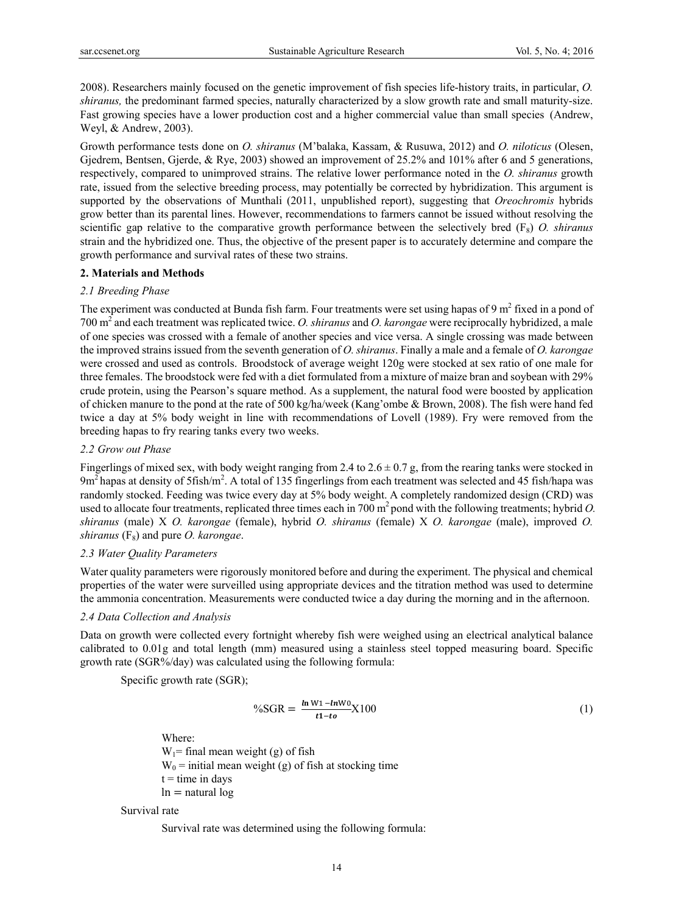2008). Researchers mainly focused on the genetic improvement of fish species life-history traits, in particular, *O. shiranus,* the predominant farmed species, naturally characterized by a slow growth rate and small maturity-size. Fast growing species have a lower production cost and a higher commercial value than small species (Andrew, Weyl, & Andrew, 2003).

Growth performance tests done on *O. shiranus* (M'balaka, Kassam, & Rusuwa, 2012) and *O. niloticus* (Olesen, Gjedrem, Bentsen, Gjerde, & Rye, 2003) showed an improvement of 25.2% and 101% after 6 and 5 generations, respectively, compared to unimproved strains. The relative lower performance noted in the *O. shiranus* growth rate, issued from the selective breeding process, may potentially be corrected by hybridization. This argument is supported by the observations of Munthali (2011, unpublished report), suggesting that *Oreochromis* hybrids grow better than its parental lines. However, recommendations to farmers cannot be issued without resolving the scientific gap relative to the comparative growth performance between the selectively bred ($F_8$) *O. shiranus* strain and the hybridized one. Thus, the objective of the present paper is to accurately determine and compare the growth performance and survival rates of these two strains.

## 2. Materials and Methods

### 2.1 Breeding Phase

The experiment was conducted at Bunda fish farm. Four treatments were set using hapas of 9 $m^2$ fixed in a pond of 700 $m^2$ and each treatment was replicated twice. *O. shiranus* and *O. karongae* were reciprocally hybridized, a male of one species was crossed with a female of another species and vice versa. A single crossing was made between the improved strains issued from the seventh generation of *O. shiranus*. Finally a male and a female of *O. karongae* were crossed and used as controls. Broodstock of average weight 120g were stocked at sex ratio of one male for three females. The broodstock were fed with a diet formulated from a mixture of maize bran and soybean with 29% crude protein, using the Pearson's square method. As a supplement, the natural food were boosted by application of chicken manure to the pond at the rate of 500 kg/ha/week (Kang'ombe & Brown, 2008). The fish were hand fed twice a day at 5% body weight in line with recommendations of Lovell (1989). Fry were removed from the breeding hapas to fry rearing tanks every two weeks.

### 2.2 Grow out Phase

Fingerlings of mixed sex, with body weight ranging from 2.4 to 2.6 ± 0.7 g, from the rearing tanks were stocked in 9$m^2$ hapas at density of 5fish/$m^2$. A total of 135 fingerlings from each treatment was selected and 45 fish/hapa was randomly stocked. Feeding was twice every day at 5% body weight. A completely randomized design (CRD) was used to allocate four treatments, replicated three times each in 700 $m^2$ pond with the following treatments; hybrid *O. shiranus* (male) X *O. karongae* (female), hybrid *O. shiranus* (female) X *O. karongae* (male), improved *O. shiranus* ($F_8$) and pure *O. karongae*.

### 2.3 Water Quality Parameters

Water quality parameters were rigorously monitored before and during the experiment. The physical and chemical properties of the water were surveilled using appropriate devices and the titration method was used to determine the ammonia concentration. Measurements were conducted twice a day during the morning and in the afternoon.

### 2.4 Data Collection and Analysis

Data on growth were collected every fortnight whereby fish were weighed using an electrical analytical balance calibrated to 0.01g and total length (mm) measured using a stainless steel topped measuring board. Specific growth rate (SGR%/day) was calculated using the following formula:

Specific growth rate (SGR);

$$\%\text{SGR} = \frac{\ln W1 - \ln W0}{t1 - to} \text{X}100 \tag{1}$$

Where:

$W_1$= final mean weight (g) of fish

$W_0$ = initial mean weight (g) of fish at stocking time

t = time in days

ln = natural log

Survival rate

Survival rate was determined using the following formula: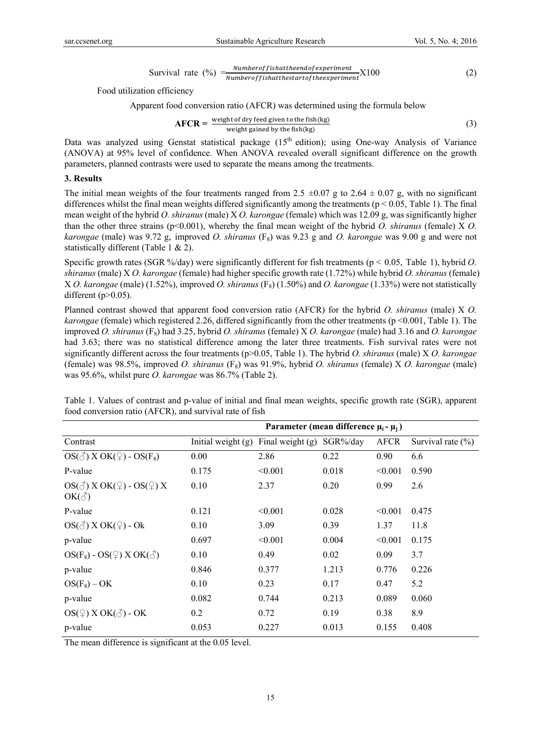$$\text{Survival rate (\%)} = \frac{Number of fish at the end of experiment}{Number of fish at the start of the experiment} X100 \quad (2)$$

Food utilization efficiency

Apparent food conversion ratio (AFCR) was determined using the formula below

$$\mathbf{AFCR} = \frac{\text{weight of dry feed given to the fish (kg)}}{\text{weight gained by the fish (kg)}} \quad (3)$$

Data was analyzed using Genstat statistical package (15th edition); using One-way Analysis of Variance (ANOVA) at 95% level of confidence. When ANOVA revealed overall significant difference on the growth parameters, planned contrasts were used to separate the means among the treatments.

## 3. Results

The initial mean weights of the four treatments ranged from 2.5 ±0.07 g to 2.64 ± 0.07 g, with no significant differences whilst the final mean weights differed significantly among the treatments ($p < 0.05$, Table 1). The final mean weight of the hybrid *O. shiranus* (male) X *O. karongae* (female) which was 12.09 g, was significantly higher than the other three strains ($p<0.001$), whereby the final mean weight of the hybrid *O. shiranus* (female) X *O. karongae* (male) was 9.72 g, improved *O. shiranus* ($F_8$) was 9.23 g and *O. karongae* was 9.00 g and were not statistically different (Table 1 & 2).

Specific growth rates (SGR %/day) were significantly different for fish treatments ($p < 0.05$, Table 1), hybrid *O. shiranus* (male) X *O. karongae* (female) had higher specific growth rate (1.72%) while hybrid *O. shiranus* (female) X *O. karongae* (male) (1.52%), improved *O. shiranus* ($F_8$) (1.50%) and *O. karongae* (1.33%) were not statistically different ($p>0.05$).

Planned contrast showed that apparent food conversion ratio (AFCR) for the hybrid *O. shiranus* (male) X *O. karongae* (female) which registered 2.26, differed significantly from the other treatments ($p <0.001$, Table 1). The improved *O. shiranus* ($F_8$) had 3.25, hybrid *O. shiranus* (female) X *O. karongae* (male) had 3.16 and *O. karongae* had 3.63; there was no statistical difference among the later three treatments. Fish survival rates were not significantly different across the four treatments ($p>0.05$, Table 1). The hybrid *O. shiranus* (male) X *O. karongae* (female) was 98.5%, improved *O. shiranus* ($F_8$) was 91.9%, hybrid *O. shiranus* (female) X *O. karongae* (male) was 95.6%, whilst pure *O. karongae* was 86.7% (Table 2).

Table 1. Values of contrast and p-value of initial and final mean weights, specific growth rate (SGR), apparent food conversion ratio (AFCR), and survival rate of fish

| | **Parameter (mean difference $\mu_i - \mu_j$)** | | | | |
|---|---|---|---|---|---|
| Contrast | Initial weight (g) | Final weight (g) | SGR%/day | AFCR | Survival rate (%) |
| OS(♂) X OK(♀) - OS($F_8$) | 0.00 | 2.86 | 0.22 | 0.90 | 6.6 |
| P-value | 0.175 | <0.001 | 0.018 | <0.001 | 0.590 |
| OS(♂) X OK(♀) - OS(♀) X OK(♂) | 0.10 | 2.37 | 0.20 | 0.99 | 2.6 |
| P-value | 0.121 | <0.001 | 0.028 | <0.001 | 0.475 |
| OS(♂) X OK(♀) - Ok | 0.10 | 3.09 | 0.39 | 1.37 | 11.8 |
| p-value | 0.697 | <0.001 | 0.004 | <0.001 | 0.175 |
| OS($F_8$) - OS(♀) X OK(♂) | 0.10 | 0.49 | 0.02 | 0.09 | 3.7 |
| p-value | 0.846 | 0.377 | 1.213 | 0.776 | 0.226 |
| OS($F_8$) – OK | 0.10 | 0.23 | 0.17 | 0.47 | 5.2 |
| p-value | 0.082 | 0.744 | 0.213 | 0.089 | 0.060 |
| OS(♀) X OK(♂) - OK | 0.2 | 0.72 | 0.19 | 0.38 | 8.9 |
| p-value | 0.053 | 0.227 | 0.013 | 0.155 | 0.408 |

The mean difference is significant at the 0.05 level.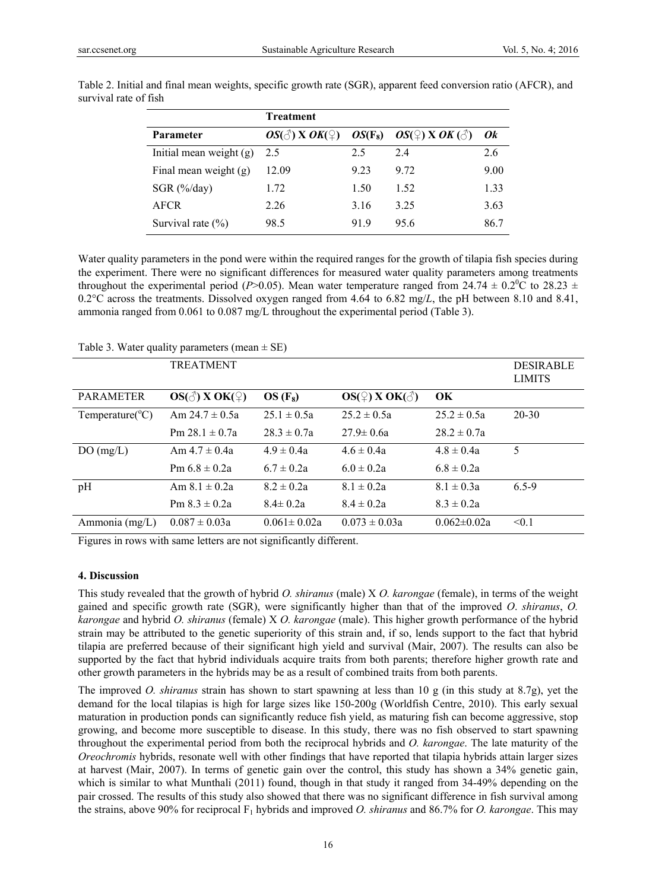Table 2. Initial and final mean weights, specific growth rate (SGR), apparent feed conversion ratio (AFCR), and survival rate of fish

| | Treatment | | | |
|---|---|---|---|---|
| **Parameter** | ***OS*(♂) X *OK*(♀)** | ***OS*($F_8$)** | ***OS*(♀) X *OK* (♂)** | ***Ok*** |
| Initial mean weight (g) | 2.5 | 2.5 | 2.4 | 2.6 |
| Final mean weight (g) | 12.09 | 9.23 | 9.72 | 9.00 |
| SGR (%/day) | 1.72 | 1.50 | 1.52 | 1.33 |
| AFCR | 2.26 | 3.16 | 3.25 | 3.63 |
| Survival rate (%) | 98.5 | 91.9 | 95.6 | 86.7 |

Water quality parameters in the pond were within the required ranges for the growth of tilapia fish species during the experiment. There were no significant differences for measured water quality parameters among treatments throughout the experimental period ($P>0.05$). Mean water temperature ranged from $24.74 \pm 0.2^0$C to $28.23 \pm 0.2$°C across the treatments. Dissolved oxygen ranged from 4.64 to 6.82 mg/*L*, the pH between 8.10 and 8.41, ammonia ranged from 0.061 to 0.087 mg/L throughout the experimental period (Table 3).

Table 3. Water quality parameters (mean ± SE)

| | TREATMENT | | | | DESIRABLE LIMITS |
|---|---|---|---|---|---|
| PARAMETER | **OS(♂) X OK(♀)** | **OS ($F_8$)** | **OS(♀) X OK(♂)** | **OK** | |
| Temperature(°C) | Am 24.7 ± 0.5a | 25.1 ± 0.5a | 25.2 ± 0.5a | 25.2 ± 0.5a | 20-30 |
| | Pm 28.1 ± 0.7a | 28.3 ± 0.7a | 27.9± 0.6a | 28.2 ± 0.7a | |
| DO (mg/L) | Am 4.7 ± 0.4a | 4.9 ± 0.4a | 4.6 ± 0.4a | 4.8 ± 0.4a | 5 |
| | Pm 6.8 ± 0.2a | 6.7 ± 0.2a | 6.0 ± 0.2a | 6.8 ± 0.2a | |
| pH | Am 8.1 ± 0.2a | 8.2 ± 0.2a | 8.1 ± 0.2a | 8.1 ± 0.3a | 6.5-9 |
| | Pm 8.3 ± 0.2a | 8.4± 0.2a | 8.4 ± 0.2a | 8.3 ± 0.2a | |
| Ammonia (mg/L) | 0.087 ± 0.03a | 0.061± 0.02a | 0.073 ± 0.03a | 0.062±0.02a | <0.1 |

Figures in rows with same letters are not significantly different.

## 4. Discussion

This study revealed that the growth of hybrid *O. shiranus* (male) X *O. karongae* (female), in terms of the weight gained and specific growth rate (SGR), were significantly higher than that of the improved *O. shiranus*, *O. karongae* and hybrid *O. shiranus* (female) X *O. karongae* (male). This higher growth performance of the hybrid strain may be attributed to the genetic superiority of this strain and, if so, lends support to the fact that hybrid tilapia are preferred because of their significant high yield and survival (Mair, 2007). The results can also be supported by the fact that hybrid individuals acquire traits from both parents; therefore higher growth rate and other growth parameters in the hybrids may be as a result of combined traits from both parents.

The improved *O. shiranus* strain has shown to start spawning at less than 10 g (in this study at 8.7g), yet the demand for the local tilapias is high for large sizes like 150-200g (Worldfish Centre, 2010). This early sexual maturation in production ponds can significantly reduce fish yield, as maturing fish can become aggressive, stop growing, and become more susceptible to disease. In this study, there was no fish observed to start spawning throughout the experimental period from both the reciprocal hybrids and *O. karongae*. The late maturity of the *Oreochromis* hybrids, resonate well with other findings that have reported that tilapia hybrids attain larger sizes at harvest (Mair, 2007). In terms of genetic gain over the control, this study has shown a 34% genetic gain, which is similar to what Munthali (2011) found, though in that study it ranged from 34-49% depending on the pair crossed. The results of this study also showed that there was no significant difference in fish survival among the strains, above 90% for reciprocal $F_1$ hybrids and improved *O. shiranus* and 86.7% for *O. karongae*. This may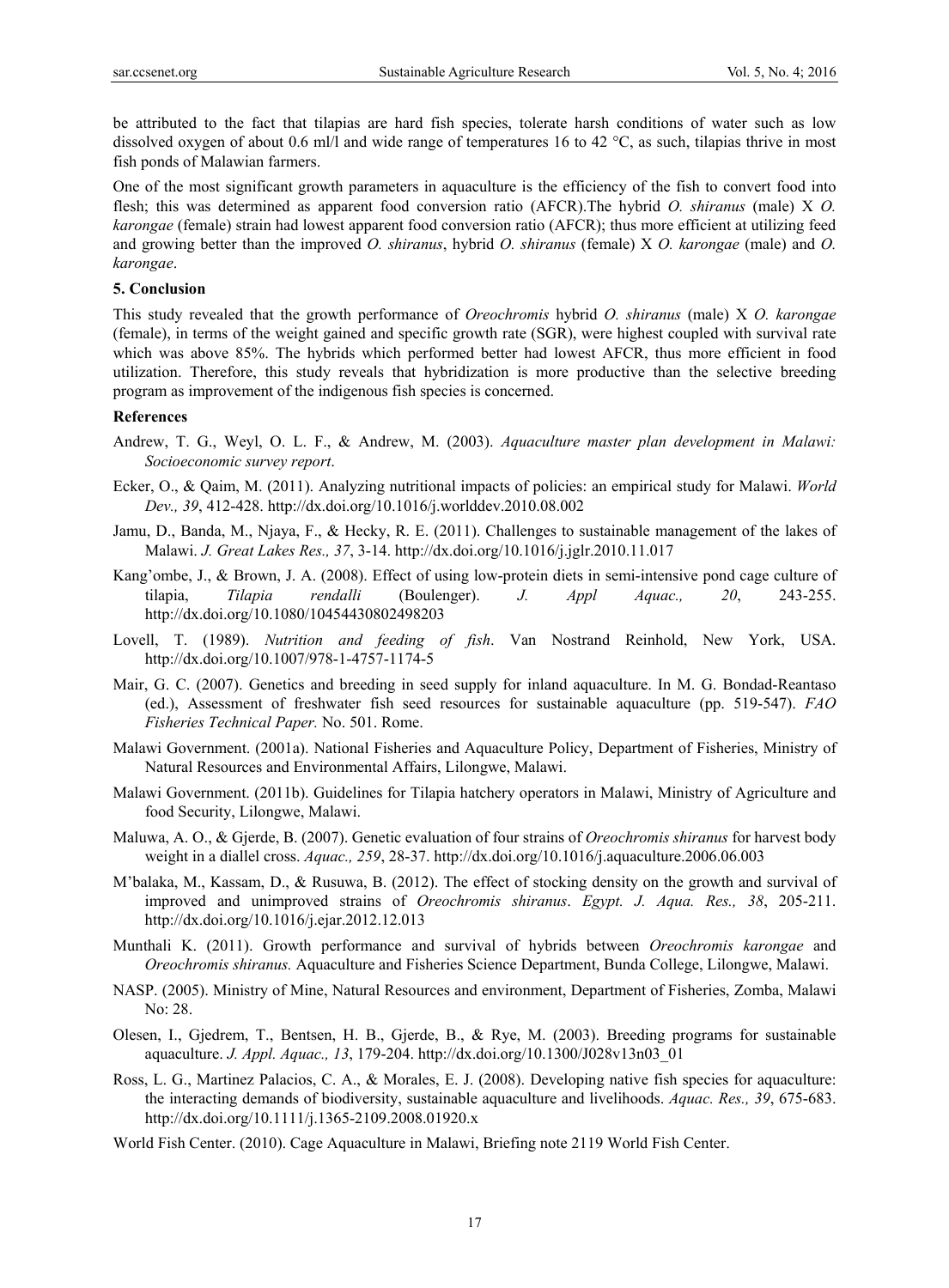be attributed to the fact that tilapias are hard fish species, tolerate harsh conditions of water such as low dissolved oxygen of about 0.6 ml/l and wide range of temperatures 16 to 42 °C, as such, tilapias thrive in most fish ponds of Malawian farmers.

One of the most significant growth parameters in aquaculture is the efficiency of the fish to convert food into flesh; this was determined as apparent food conversion ratio (AFCR).The hybrid *O. shiranus* (male) X *O. karongae* (female) strain had lowest apparent food conversion ratio (AFCR); thus more efficient at utilizing feed and growing better than the improved *O. shiranus*, hybrid *O. shiranus* (female) X *O. karongae* (male) and *O. karongae*.

## 5. Conclusion

This study revealed that the growth performance of *Oreochromis* hybrid *O. shiranus* (male) X *O. karongae* (female), in terms of the weight gained and specific growth rate (SGR), were highest coupled with survival rate which was above 85%. The hybrids which performed better had lowest AFCR, thus more efficient in food utilization. Therefore, this study reveals that hybridization is more productive than the selective breeding program as improvement of the indigenous fish species is concerned.

## References

Andrew, T. G., Weyl, O. L. F., & Andrew, M. (2003). *Aquaculture master plan development in Malawi: Socioeconomic survey report*.

Ecker, O., & Qaim, M. (2011). Analyzing nutritional impacts of policies: an empirical study for Malawi. *World Dev., 39*, 412-428. http://dx.doi.org/10.1016/j.worlddev.2010.08.002

Jamu, D., Banda, M., Njaya, F., & Hecky, R. E. (2011). Challenges to sustainable management of the lakes of Malawi. *J. Great Lakes Res., 37*, 3-14. http://dx.doi.org/10.1016/j.jglr.2010.11.017

Kang'ombe, J., & Brown, J. A. (2008). Effect of using low-protein diets in semi-intensive pond cage culture of tilapia, *Tilapia rendalli* (Boulenger). *J. Appl Aquac., 20*, 243-255. http://dx.doi.org/10.1080/10454430802498203

Lovell, T. (1989). *Nutrition and feeding of fish*. Van Nostrand Reinhold, New York, USA. http://dx.doi.org/10.1007/978-1-4757-1174-5

Mair, G. C. (2007). Genetics and breeding in seed supply for inland aquaculture. In M. G. Bondad-Reantaso (ed.), Assessment of freshwater fish seed resources for sustainable aquaculture (pp. 519-547). *FAO Fisheries Technical Paper.* No. 501. Rome.

Malawi Government. (2001a). National Fisheries and Aquaculture Policy, Department of Fisheries, Ministry of Natural Resources and Environmental Affairs, Lilongwe, Malawi.

Malawi Government. (2011b). Guidelines for Tilapia hatchery operators in Malawi, Ministry of Agriculture and food Security, Lilongwe, Malawi.

Maluwa, A. O., & Gjerde, B. (2007). Genetic evaluation of four strains of *Oreochromis shiranus* for harvest body weight in a diallel cross. *Aquac., 259*, 28-37. http://dx.doi.org/10.1016/j.aquaculture.2006.06.003

M'balaka, M., Kassam, D., & Rusuwa, B. (2012). The effect of stocking density on the growth and survival of improved and unimproved strains of *Oreochromis shiranus*. *Egypt. J. Aqua. Res., 38*, 205-211. http://dx.doi.org/10.1016/j.ejar.2012.12.013

Munthali K. (2011). Growth performance and survival of hybrids between *Oreochromis karongae* and *Oreochromis shiranus.* Aquaculture and Fisheries Science Department, Bunda College, Lilongwe, Malawi.

NASP. (2005). Ministry of Mine, Natural Resources and environment, Department of Fisheries, Zomba, Malawi No: 28.

Olesen, I., Gjedrem, T., Bentsen, H. B., Gjerde, B., & Rye, M. (2003). Breeding programs for sustainable aquaculture. *J. Appl. Aquac., 13*, 179-204. http://dx.doi.org/10.1300/J028v13n03_01

Ross, L. G., Martinez Palacios, C. A., & Morales, E. J. (2008). Developing native fish species for aquaculture: the interacting demands of biodiversity, sustainable aquaculture and livelihoods. *Aquac. Res., 39*, 675-683. http://dx.doi.org/10.1111/j.1365-2109.2008.01920.x

World Fish Center. (2010). Cage Aquaculture in Malawi, Briefing note 2119 World Fish Center.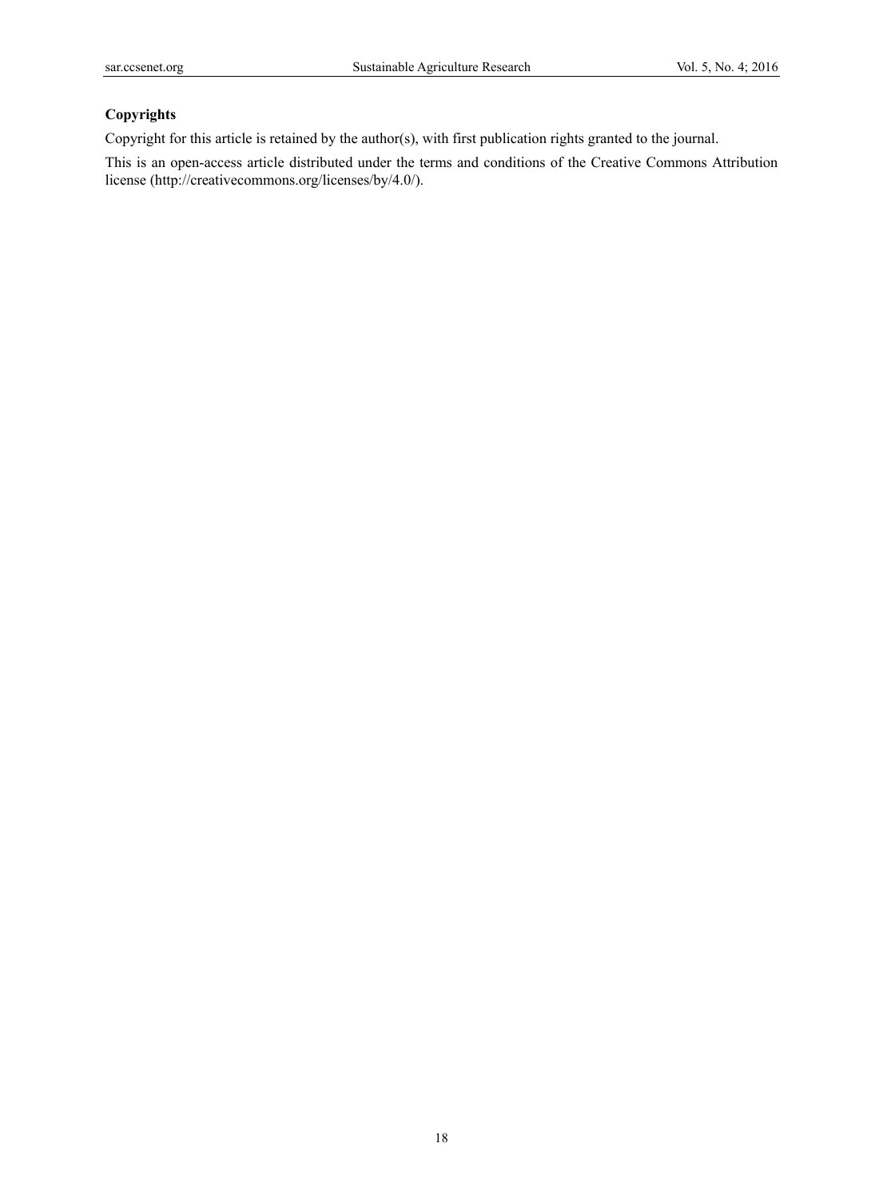## Copyrights

Copyright for this article is retained by the author(s), with first publication rights granted to the journal.

This is an open-access article distributed under the terms and conditions of the Creative Commons Attribution license (http://creativecommons.org/licenses/by/4.0/).